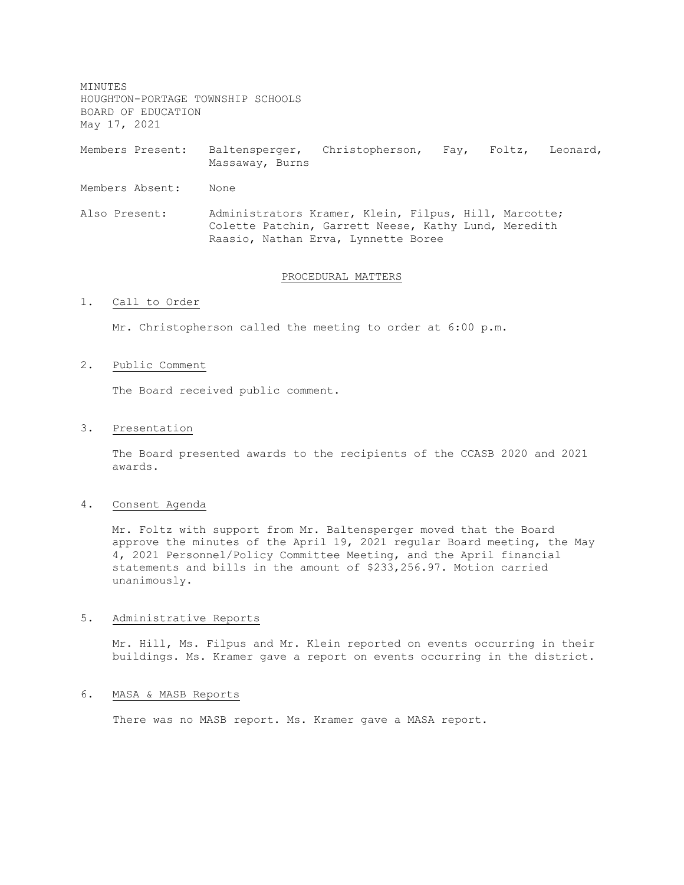MINUTES
HOUGHTON-PORTAGE TOWNSHIP SCHOOLS
BOARD OF EDUCATION
May 17, 2021

Members Present: Baltensperger, Christopherson, Fay, Foltz, Leonard, Massaway, Burns

Members Absent: None

Also Present: Administrators Kramer, Klein, Filpus, Hill, Marcotte; Colette Patchin, Garrett Neese, Kathy Lund, Meredith Raasio, Nathan Erva, Lynnette Boree

## PROCEDURAL MATTERS

1. Call to Order

   Mr. Christopherson called the meeting to order at 6:00 p.m.

2. Public Comment

   The Board received public comment.

3. Presentation

   The Board presented awards to the recipients of the CCASB 2020 and 2021 awards.

4. Consent Agenda

   Mr. Foltz with support from Mr. Baltensperger moved that the Board approve the minutes of the April 19, 2021 regular Board meeting, the May 4, 2021 Personnel/Policy Committee Meeting, and the April financial statements and bills in the amount of $233,256.97. Motion carried unanimously.

5. Administrative Reports

   Mr. Hill, Ms. Filpus and Mr. Klein reported on events occurring in their buildings. Ms. Kramer gave a report on events occurring in the district.

6. MASA & MASB Reports

   There was no MASB report. Ms. Kramer gave a MASA report.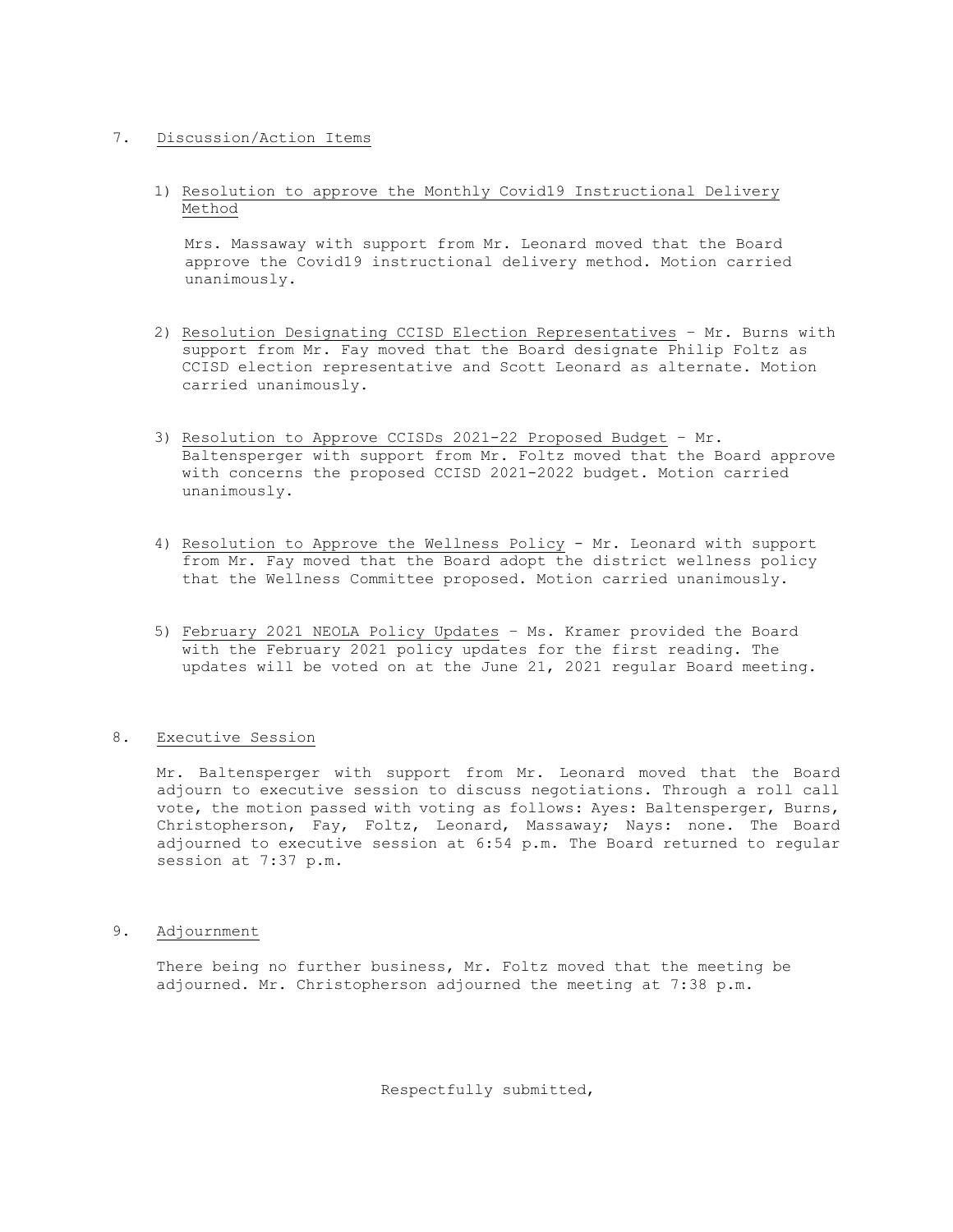7. <u>Discussion/Action Items</u>

   1) <u>Resolution to approve the Monthly Covid19 Instructional Delivery Method</u>

      Mrs. Massaway with support from Mr. Leonard moved that the Board approve the Covid19 instructional delivery method. Motion carried unanimously.

   2) <u>Resolution Designating CCISD Election Representatives</u> – Mr. Burns with support from Mr. Fay moved that the Board designate Philip Foltz as CCISD election representative and Scott Leonard as alternate. Motion carried unanimously.

   3) <u>Resolution to Approve CCISDs 2021-22 Proposed Budget</u> – Mr. Baltensperger with support from Mr. Foltz moved that the Board approve with concerns the proposed CCISD 2021-2022 budget. Motion carried unanimously.

   4) <u>Resolution to Approve the Wellness Policy</u> - Mr. Leonard with support from Mr. Fay moved that the Board adopt the district wellness policy that the Wellness Committee proposed. Motion carried unanimously.

   5) <u>February 2021 NEOLA Policy Updates</u> – Ms. Kramer provided the Board with the February 2021 policy updates for the first reading. The updates will be voted on at the June 21, 2021 regular Board meeting.

8. <u>Executive Session</u>

   Mr. Baltensperger with support from Mr. Leonard moved that the Board adjourn to executive session to discuss negotiations. Through a roll call vote, the motion passed with voting as follows: Ayes: Baltensperger, Burns, Christopherson, Fay, Foltz, Leonard, Massaway; Nays: none. The Board adjourned to executive session at 6:54 p.m. The Board returned to regular session at 7:37 p.m.

9. <u>Adjournment</u>

   There being no further business, Mr. Foltz moved that the meeting be adjourned. Mr. Christopherson adjourned the meeting at 7:38 p.m.

Respectfully submitted,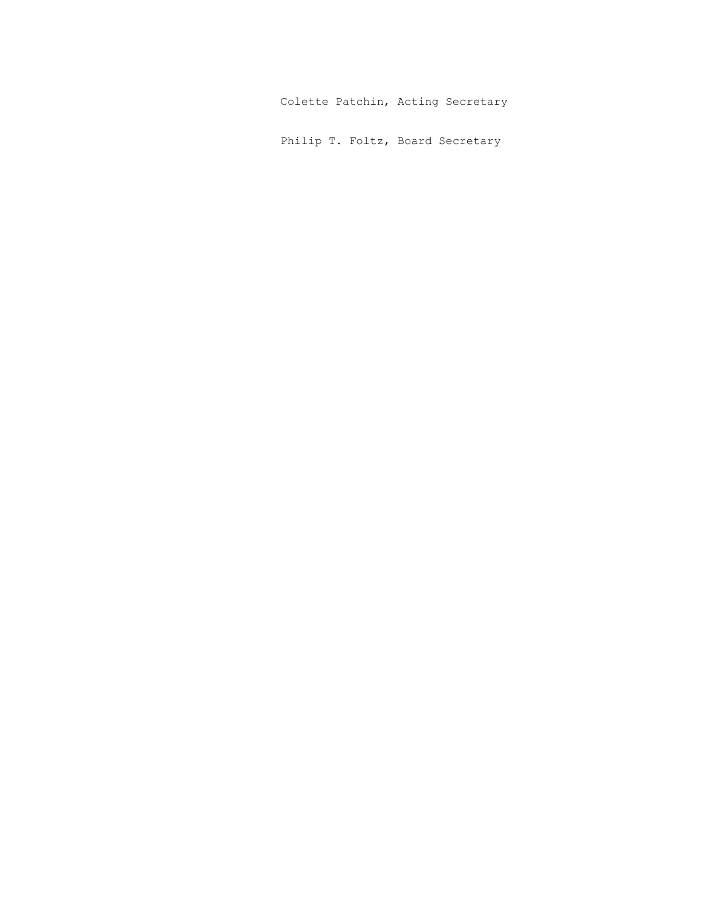Colette Patchin, Acting Secretary

Philip T. Foltz, Board Secretary